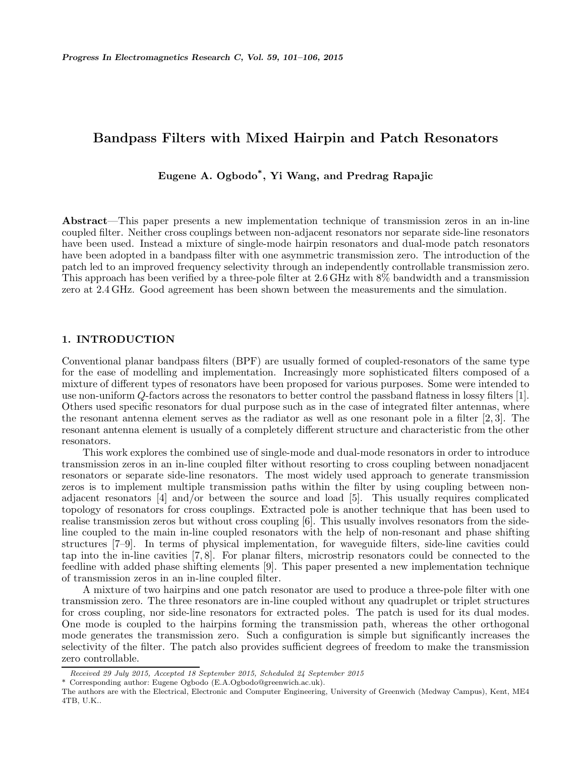// Bandpass Filters with Mixed Hairpin and Patch Resonators

**Eugene A. Ogbodo*, Yi Wang, and Predrag Rapajic**

**Abstract**—This paper presents a new implementation technique of transmission zeros in an in-line coupled filter. Neither cross couplings between non-adjacent resonators nor separate side-line resonators have been used. Instead a mixture of single-mode hairpin resonators and dual-mode patch resonators have been adopted in a bandpass filter with one asymmetric transmission zero. The introduction of the patch led to an improved frequency selectivity through an independently controllable transmission zero. This approach has been verified by a three-pole filter at 2.6 GHz with 8% bandwidth and a transmission zero at 2.4 GHz. Good agreement has been shown between the measurements and the simulation.

## 1. INTRODUCTION

Conventional planar bandpass filters (BPF) are usually formed of coupled-resonators of the same type for the ease of modelling and implementation. Increasingly more sophisticated filters composed of a mixture of different types of resonators have been proposed for various purposes. Some were intended to use non-uniform $Q$-factors across the resonators to better control the passband flatness in lossy filters [1]. Others used specific resonators for dual purpose such as in the case of integrated filter antennas, where the resonant antenna element serves as the radiator as well as one resonant pole in a filter [2, 3]. The resonant antenna element is usually of a completely different structure and characteristic from the other resonators.

This work explores the combined use of single-mode and dual-mode resonators in order to introduce transmission zeros in an in-line coupled filter without resorting to cross coupling between nonadjacent resonators or separate side-line resonators. The most widely used approach to generate transmission zeros is to implement multiple transmission paths within the filter by using coupling between non-adjacent resonators [4] and/or between the source and load [5]. This usually requires complicated topology of resonators for cross couplings. Extracted pole is another technique that has been used to realise transmission zeros but without cross coupling [6]. This usually involves resonators from the side-line coupled to the main in-line coupled resonators with the help of non-resonant and phase shifting structures [7–9]. In terms of physical implementation, for waveguide filters, side-line cavities could tap into the in-line cavities [7, 8]. For planar filters, microstrip resonators could be connected to the feedline with added phase shifting elements [9]. This paper presented a new implementation technique of transmission zeros in an in-line coupled filter.

A mixture of two hairpins and one patch resonator are used to produce a three-pole filter with one transmission zero. The three resonators are in-line coupled without any quadruplet or triplet structures for cross coupling, nor side-line resonators for extracted poles. The patch is used for its dual modes. One mode is coupled to the hairpins forming the transmission path, whereas the other orthogonal mode generates the transmission zero. Such a configuration is simple but significantly increases the selectivity of the filter. The patch also provides sufficient degrees of freedom to make the transmission zero controllable.

---

*Received 29 July 2015, Accepted 18 September 2015, Scheduled 24 September 2015*

\* Corresponding author: Eugene Ogbodo (E.A.Ogbodo@greenwich.ac.uk).

The authors are with the Electrical, Electronic and Computer Engineering, University of Greenwich (Medway Campus), Kent, ME4 4TB, U.K..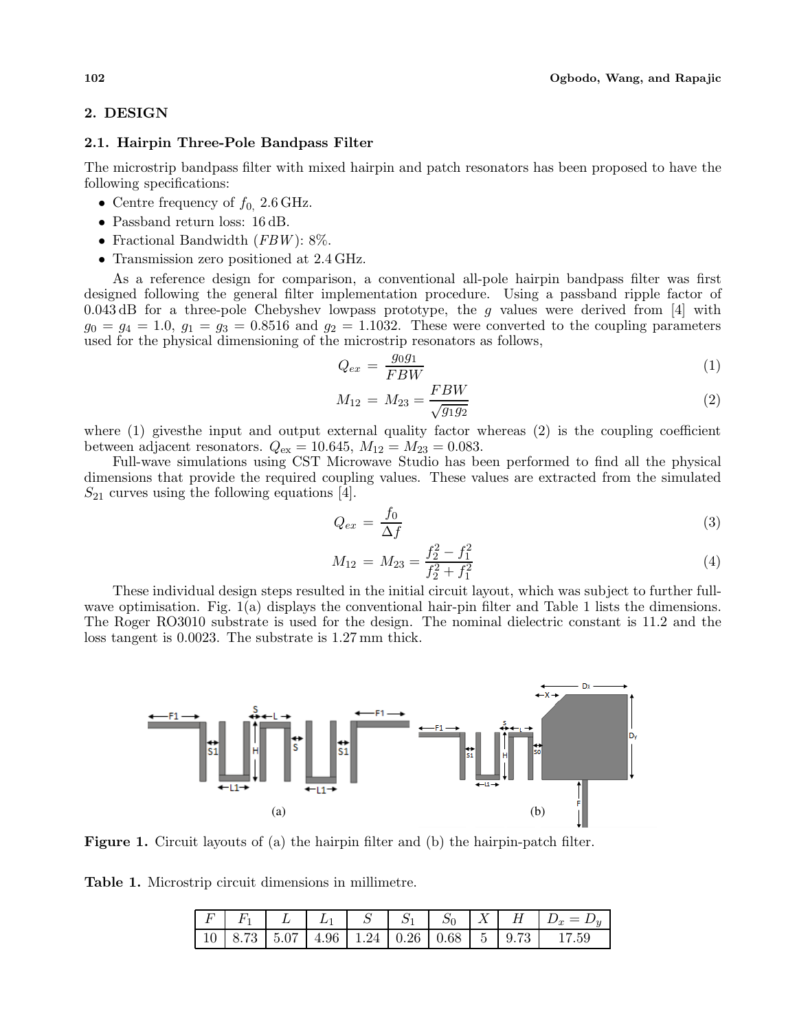## 2. DESIGN

### 2.1. Hairpin Three-Pole Bandpass Filter

The microstrip bandpass filter with mixed hairpin and patch resonators has been proposed to have the following specifications:

- Centre frequency of $f_0$, 2.6 GHz.
- Passband return loss: 16 dB.
- Fractional Bandwidth ($FBW$): 8%.
- Transmission zero positioned at 2.4 GHz.

As a reference design for comparison, a conventional all-pole hairpin bandpass filter was first designed following the general filter implementation procedure. Using a passband ripple factor of 0.043 dB for a three-pole Chebyshev lowpass prototype, the $g$ values were derived from [4] with $g_0 = g_4 = 1.0$, $g_1 = g_3 = 0.8516$ and $g_2 = 1.1032$. These were converted to the coupling parameters used for the physical dimensioning of the microstrip resonators as follows,

$$Q_{ex} = \frac{g_0 g_1}{FBW} \tag{1}$$

$$M_{12} = M_{23} = \frac{FBW}{\sqrt{g_1 g_2}} \tag{2}$$

where (1) givesthe input and output external quality factor whereas (2) is the coupling coefficient between adjacent resonators. $Q_{\text{ex}} = 10.645$, $M_{12} = M_{23} = 0.083$.

Full-wave simulations using CST Microwave Studio has been performed to find all the physical dimensions that provide the required coupling values. These values are extracted from the simulated $S_{21}$ curves using the following equations [4].

$$Q_{ex} = \frac{f_0}{\Delta f} \tag{3}$$

$$M_{12} = M_{23} = \frac{f_2^2 - f_1^2}{f_2^2 + f_1^2} \tag{4}$$

These individual design steps resulted in the initial circuit layout, which was subject to further full-wave optimisation. Fig. 1(a) displays the conventional hair-pin filter and Table 1 lists the dimensions. The Roger RO3010 substrate is used for the design. The nominal dielectric constant is 11.2 and the loss tangent is 0.0023. The substrate is 1.27 mm thick.

**Figure 1.** Circuit layouts of (a) the hairpin filter and (b) the hairpin-patch filter.

**Table 1.** Microstrip circuit dimensions in millimetre.

| $F$ | $F_1$ | $L$ | $L_1$ | $S$ | $S_1$ | $S_0$ | $X$ | $H$ | $D_x = D_y$ |
|---|---|---|---|---|---|---|---|---|---|
| 10 | 8.73 | 5.07 | 4.96 | 1.24 | 0.26 | 0.68 | 5 | 9.73 | 17.59 |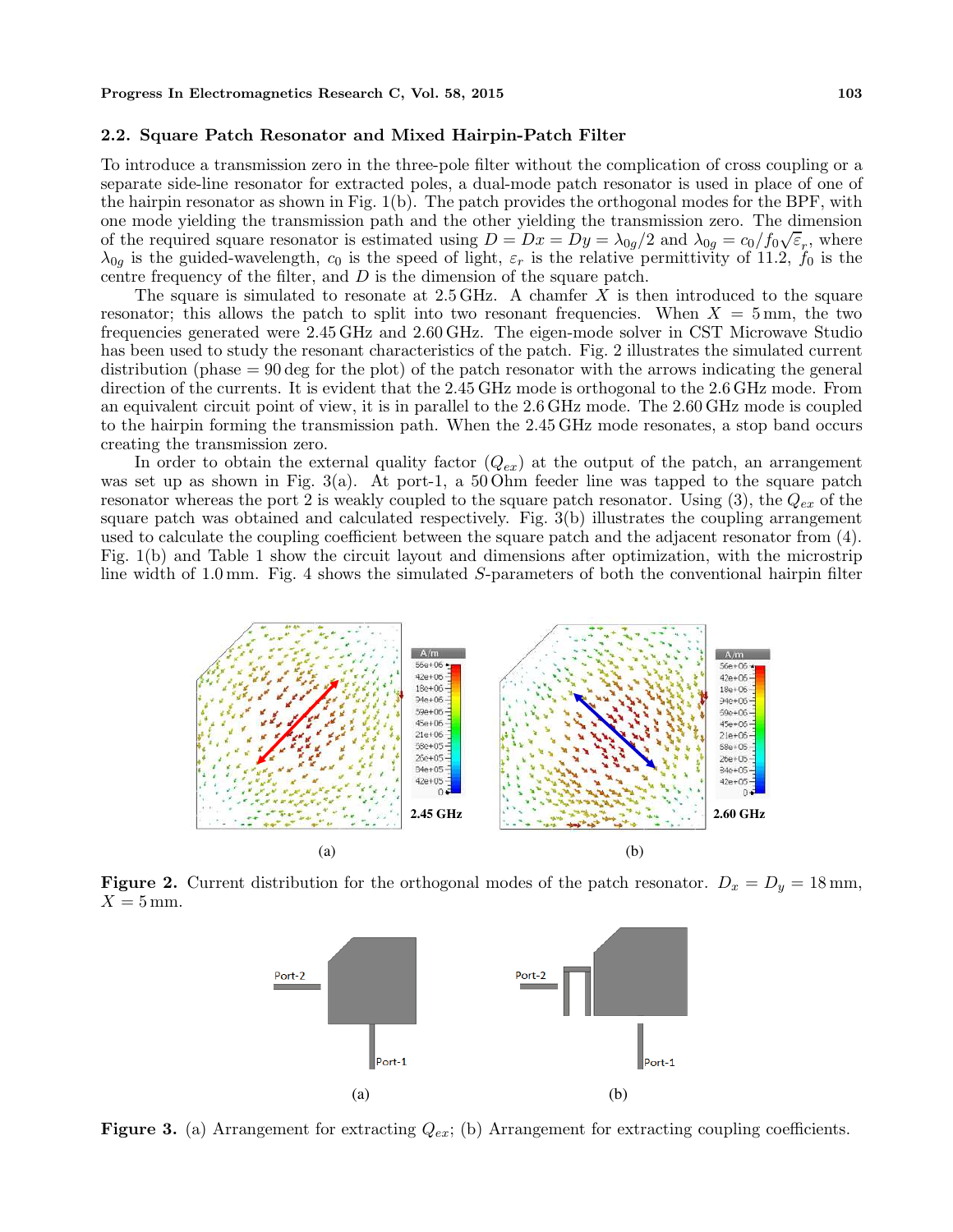## 2.2. Square Patch Resonator and Mixed Hairpin-Patch Filter

To introduce a transmission zero in the three-pole filter without the complication of cross coupling or a separate side-line resonator for extracted poles, a dual-mode patch resonator is used in place of one of the hairpin resonator as shown in Fig. 1(b). The patch provides the orthogonal modes for the BPF, with one mode yielding the transmission path and the other yielding the transmission zero. The dimension of the required square resonator is estimated using $D = Dx = Dy = \lambda_{0g}/2$ and $\lambda_{0g} = c_0/f_0\sqrt{\varepsilon_r}$, where $\lambda_{0g}$ is the guided-wavelength, $c_0$ is the speed of light, $\varepsilon_r$ is the relative permittivity of 11.2, $f_0$ is the centre frequency of the filter, and $D$ is the dimension of the square patch.

The square is simulated to resonate at 2.5 GHz. A chamfer $X$ is then introduced to the square resonator; this allows the patch to split into two resonant frequencies. When $X = 5$ mm, the two frequencies generated were 2.45 GHz and 2.60 GHz. The eigen-mode solver in CST Microwave Studio has been used to study the resonant characteristics of the patch. Fig. 2 illustrates the simulated current distribution (phase = 90 deg for the plot) of the patch resonator with the arrows indicating the general direction of the currents. It is evident that the 2.45 GHz mode is orthogonal to the 2.6 GHz mode. From an equivalent circuit point of view, it is in parallel to the 2.6 GHz mode. The 2.60 GHz mode is coupled to the hairpin forming the transmission path. When the 2.45 GHz mode resonates, a stop band occurs creating the transmission zero.

In order to obtain the external quality factor ($Q_{ex}$) at the output of the patch, an arrangement was set up as shown in Fig. 3(a). At port-1, a 50 Ohm feeder line was tapped to the square patch resonator whereas the port 2 is weakly coupled to the square patch resonator. Using (3), the $Q_{ex}$ of the square patch was obtained and calculated respectively. Fig. 3(b) illustrates the coupling arrangement used to calculate the coupling coefficient between the square patch and the adjacent resonator from (4). Fig. 1(b) and Table 1 show the circuit layout and dimensions after optimization, with the microstrip line width of 1.0 mm. Fig. 4 shows the simulated $S$-parameters of both the conventional hairpin filter

(a) 2.45 GHz (b) 2.60 GHz

**Figure 2.** Current distribution for the orthogonal modes of the patch resonator. $D_x = D_y = 18$ mm, $X = 5$ mm.

(a) (b)

**Figure 3.** (a) Arrangement for extracting $Q_{ex}$; (b) Arrangement for extracting coupling coefficients.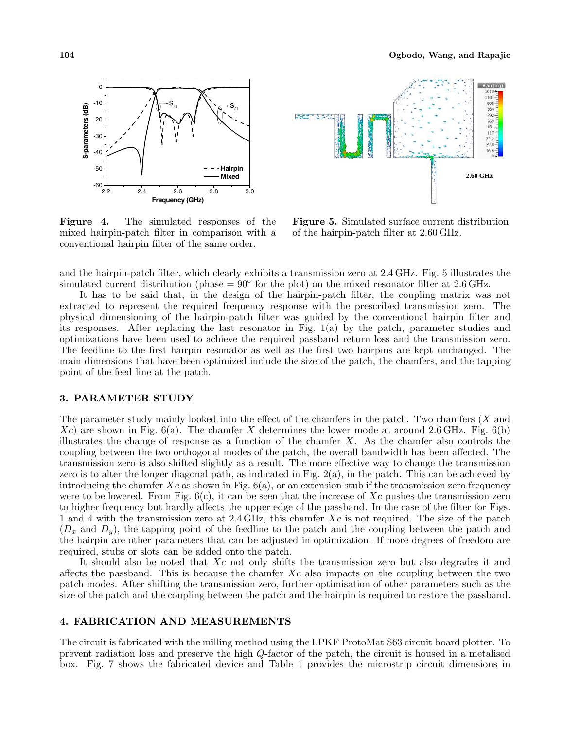**Figure 4.** The simulated responses of the mixed hairpin-patch filter in comparison with a conventional hairpin filter of the same order.

**Figure 5.** Simulated surface current distribution of the hairpin-patch filter at 2.60 GHz.

and the hairpin-patch filter, which clearly exhibits a transmission zero at 2.4 GHz. Fig. 5 illustrates the simulated current distribution (phase = 90° for the plot) on the mixed resonator filter at 2.6 GHz.

It has to be said that, in the design of the hairpin-patch filter, the coupling matrix was not extracted to represent the required frequency response with the prescribed transmission zero. The physical dimensioning of the hairpin-patch filter was guided by the conventional hairpin filter and its responses. After replacing the last resonator in Fig. 1(a) by the patch, parameter studies and optimizations have been used to achieve the required passband return loss and the transmission zero. The feedline to the first hairpin resonator as well as the first two hairpins are kept unchanged. The main dimensions that have been optimized include the size of the patch, the chamfers, and the tapping point of the feed line at the patch.

## 3. PARAMETER STUDY

The parameter study mainly looked into the effect of the chamfers in the patch. Two chamfers ($X$ and $Xc$) are shown in Fig. 6(a). The chamfer $X$ determines the lower mode at around 2.6 GHz. Fig. 6(b) illustrates the change of response as a function of the chamfer $X$. As the chamfer also controls the coupling between the two orthogonal modes of the patch, the overall bandwidth has been affected. The transmission zero is also shifted slightly as a result. The more effective way to change the transmission zero is to alter the longer diagonal path, as indicated in Fig. 2(a), in the patch. This can be achieved by introducing the chamfer $Xc$ as shown in Fig. 6(a), or an extension stub if the transmission zero frequency were to be lowered. From Fig. 6(c), it can be seen that the increase of $Xc$ pushes the transmission zero to higher frequency but hardly affects the upper edge of the passband. In the case of the filter for Figs. 1 and 4 with the transmission zero at 2.4 GHz, this chamfer $Xc$ is not required. The size of the patch ($D_x$ and $D_y$), the tapping point of the feedline to the patch and the coupling between the patch and the hairpin are other parameters that can be adjusted in optimization. If more degrees of freedom are required, stubs or slots can be added onto the patch.

It should also be noted that $Xc$ not only shifts the transmission zero but also degrades it and affects the passband. This is because the chamfer $Xc$ also impacts on the coupling between the two patch modes. After shifting the transmission zero, further optimisation of other parameters such as the size of the patch and the coupling between the patch and the hairpin is required to restore the passband.

## 4. FABRICATION AND MEASUREMENTS

The circuit is fabricated with the milling method using the LPKF ProtoMat S63 circuit board plotter. To prevent radiation loss and preserve the high $Q$-factor of the patch, the circuit is housed in a metalised box. Fig. 7 shows the fabricated device and Table 1 provides the microstrip circuit dimensions in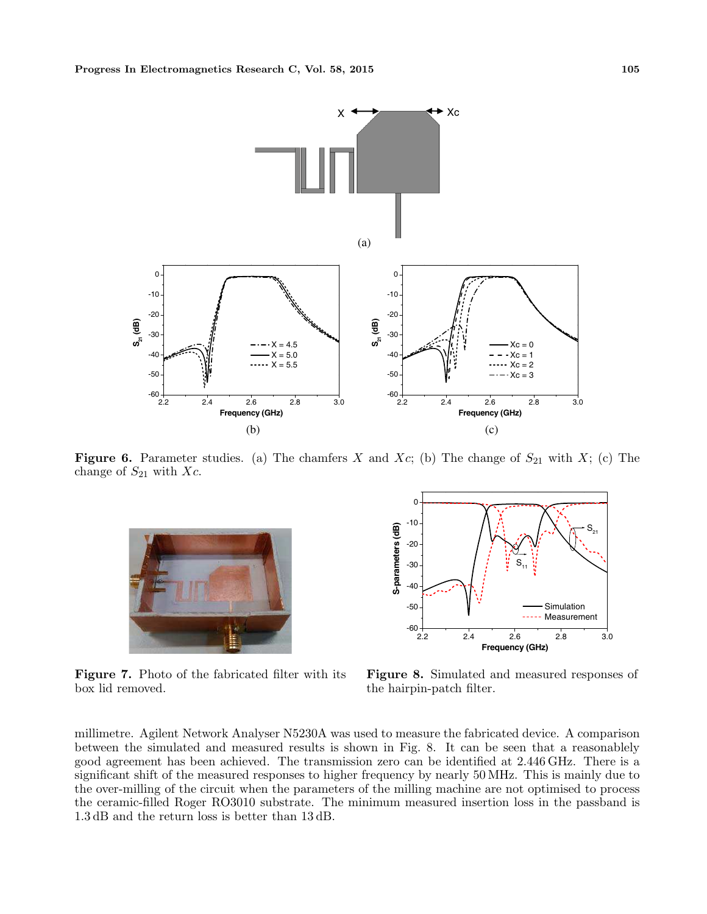**Figure 6.** Parameter studies. (a) The chamfers $X$ and $Xc$; (b) The change of $S_{21}$ with $X$; (c) The change of $S_{21}$ with $Xc$.

**Figure 7.** Photo of the fabricated filter with its box lid removed.

**Figure 8.** Simulated and measured responses of the hairpin-patch filter.

millimetre. Agilent Network Analyser N5230A was used to measure the fabricated device. A comparison between the simulated and measured results is shown in Fig. 8. It can be seen that a reasonablely good agreement has been achieved. The transmission zero can be identified at 2.446 GHz. There is a significant shift of the measured responses to higher frequency by nearly 50 MHz. This is mainly due to the over-milling of the circuit when the parameters of the milling machine are not optimised to process the ceramic-filled Roger RO3010 substrate. The minimum measured insertion loss in the passband is 1.3 dB and the return loss is better than 13 dB.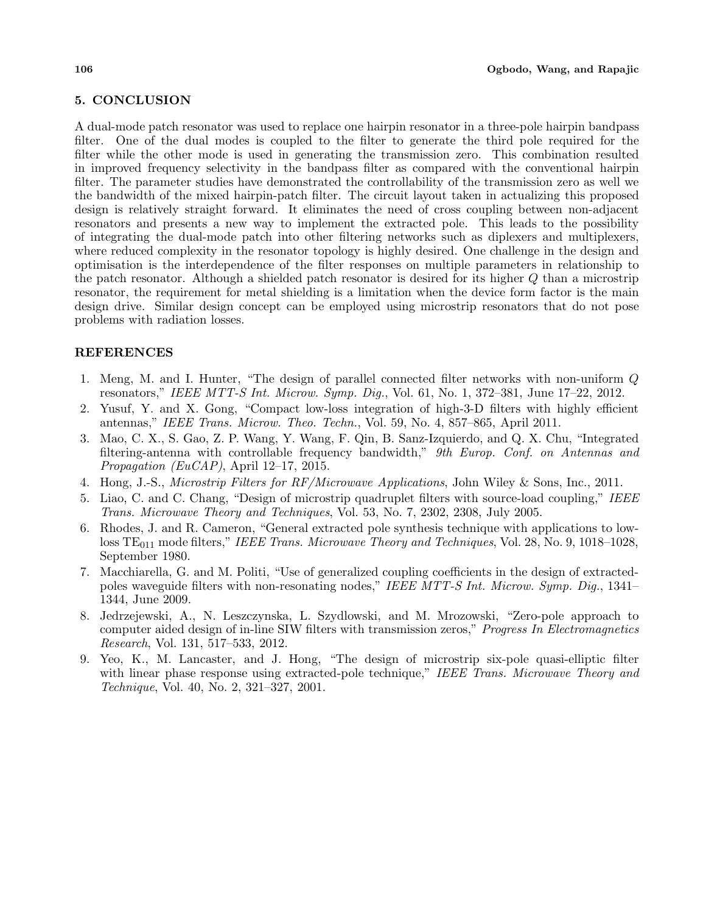## 5. CONCLUSION

A dual-mode patch resonator was used to replace one hairpin resonator in a three-pole hairpin bandpass filter. One of the dual modes is coupled to the filter to generate the third pole required for the filter while the other mode is used in generating the transmission zero. This combination resulted in improved frequency selectivity in the bandpass filter as compared with the conventional hairpin filter. The parameter studies have demonstrated the controllability of the transmission zero as well we the bandwidth of the mixed hairpin-patch filter. The circuit layout taken in actualizing this proposed design is relatively straight forward. It eliminates the need of cross coupling between non-adjacent resonators and presents a new way to implement the extracted pole. This leads to the possibility of integrating the dual-mode patch into other filtering networks such as diplexers and multiplexers, where reduced complexity in the resonator topology is highly desired. One challenge in the design and optimisation is the interdependence of the filter responses on multiple parameters in relationship to the patch resonator. Although a shielded patch resonator is desired for its higher $Q$ than a microstrip resonator, the requirement for metal shielding is a limitation when the device form factor is the main design drive. Similar design concept can be employed using microstrip resonators that do not pose problems with radiation losses.

## REFERENCES

1. Meng, M. and I. Hunter, "The design of parallel connected filter networks with non-uniform $Q$ resonators," *IEEE MTT-S Int. Microw. Symp. Dig.*, Vol. 61, No. 1, 372–381, June 17–22, 2012.
2. Yusuf, Y. and X. Gong, "Compact low-loss integration of high-3-D filters with highly efficient antennas," *IEEE Trans. Microw. Theo. Techn.*, Vol. 59, No. 4, 857–865, April 2011.
3. Mao, C. X., S. Gao, Z. P. Wang, Y. Wang, F. Qin, B. Sanz-Izquierdo, and Q. X. Chu, "Integrated filtering-antenna with controllable frequency bandwidth," *9th Europ. Conf. on Antennas and Propagation (EuCAP)*, April 12–17, 2015.
4. Hong, J.-S., *Microstrip Filters for RF/Microwave Applications*, John Wiley & Sons, Inc., 2011.
5. Liao, C. and C. Chang, "Design of microstrip quadruplet filters with source-load coupling," *IEEE Trans. Microwave Theory and Techniques*, Vol. 53, No. 7, 2302, 2308, July 2005.
6. Rhodes, J. and R. Cameron, "General extracted pole synthesis technique with applications to low-loss $TE_{011}$ mode filters," *IEEE Trans. Microwave Theory and Techniques*, Vol. 28, No. 9, 1018–1028, September 1980.
7. Macchiarella, G. and M. Politi, "Use of generalized coupling coefficients in the design of extracted-poles waveguide filters with non-resonating nodes," *IEEE MTT-S Int. Microw. Symp. Dig.*, 1341–1344, June 2009.
8. Jedrzejewski, A., N. Leszczynska, L. Szydlowski, and M. Mrozowski, "Zero-pole approach to computer aided design of in-line SIW filters with transmission zeros," *Progress In Electromagnetics Research*, Vol. 131, 517–533, 2012.
9. Yeo, K., M. Lancaster, and J. Hong, "The design of microstrip six-pole quasi-elliptic filter with linear phase response using extracted-pole technique," *IEEE Trans. Microwave Theory and Technique*, Vol. 40, No. 2, 321–327, 2001.